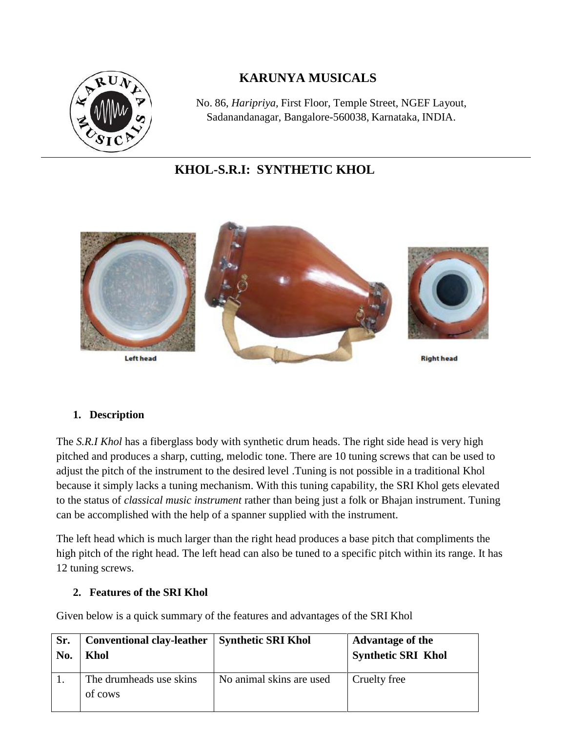# KARUNYA MUSICALS

No. 86, *Haripriya,* First Floor, Temple Street, NGEF Layout, Sadanandanagar, Bangalore-560038, Karnataka, INDIA.

## KHOL-S.R.I: SYNTHETIC KHOL

Left head

Right head

### 1. Description

The *S.R.I Khol* has a fiberglass body with synthetic drum heads. The right side head is very high pitched and produces a sharp, cutting, melodic tone. There are 10 tuning screws that can be used to adjust the pitch of the instrument to the desired level .Tuning is not possible in a traditional Khol because it simply lacks a tuning mechanism. With this tuning capability, the SRI Khol gets elevated to the status of *classical music instrument* rather than being just a folk or Bhajan instrument. Tuning can be accomplished with the help of a spanner supplied with the instrument.

The left head which is much larger than the right head produces a base pitch that compliments the high pitch of the right head. The left head can also be tuned to a specific pitch within its range. It has 12 tuning screws.

### 2. Features of the SRI Khol

Given below is a quick summary of the features and advantages of the SRI Khol

| Sr. No. | Conventional clay-leather Khol | Synthetic SRI Khol | Advantage of the Synthetic SRI Khol |
|---|---|---|---|
| 1. | The drumheads use skins of cows | No animal skins are used | Cruelty free |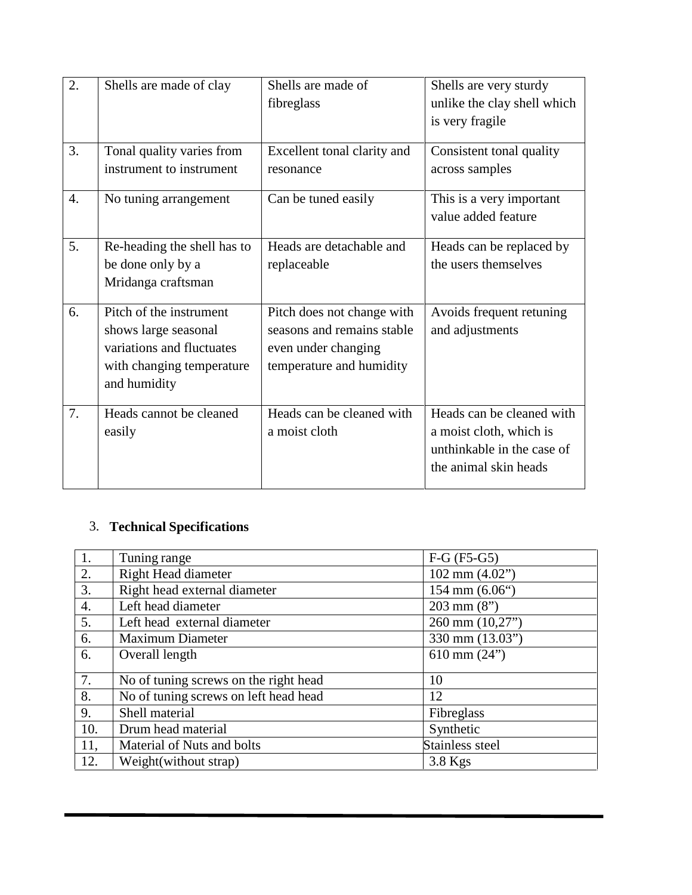| | | | |
|---|---|---|---|
| 2. | Shells are made of clay | Shells are made of fibreglass | Shells are very sturdy unlike the clay shell which is very fragile |
| 3. | Tonal quality varies from instrument to instrument | Excellent tonal clarity and resonance | Consistent tonal quality across samples |
| 4. | No tuning arrangement | Can be tuned easily | This is a very important value added feature |
| 5. | Re-heading the shell has to be done only by a Mridanga craftsman | Heads are detachable and replaceable | Heads can be replaced by the users themselves |
| 6. | Pitch of the instrument shows large seasonal variations and fluctuates with changing temperature and humidity | Pitch does not change with seasons and remains stable even under changing temperature and humidity | Avoids frequent retuning and adjustments |
| 7. | Heads cannot be cleaned easily | Heads can be cleaned with a moist cloth | Heads can be cleaned with a moist cloth, which is unthinkable in the case of the animal skin heads |

3. **Technical Specifications**

| | | |
|---|---|---|
| 1. | Tuning range | F-G (F5-G5) |
| 2. | Right Head diameter | 102 mm (4.02") |
| 3. | Right head external diameter | 154 mm (6.06") |
| 4. | Left head diameter | 203 mm (8") |
| 5. | Left head external diameter | 260 mm (10,27") |
| 6. | Maximum Diameter | 330 mm (13.03") |
| 6. | Overall length | 610 mm (24") |
| 7. | No of tuning screws on the right head | 10 |
| 8. | No of tuning screws on left head head | 12 |
| 9. | Shell material | Fibreglass |
| 10. | Drum head material | Synthetic |
| 11, | Material of Nuts and bolts | Stainless steel |
| 12. | Weight(without strap) | 3.8 Kgs |